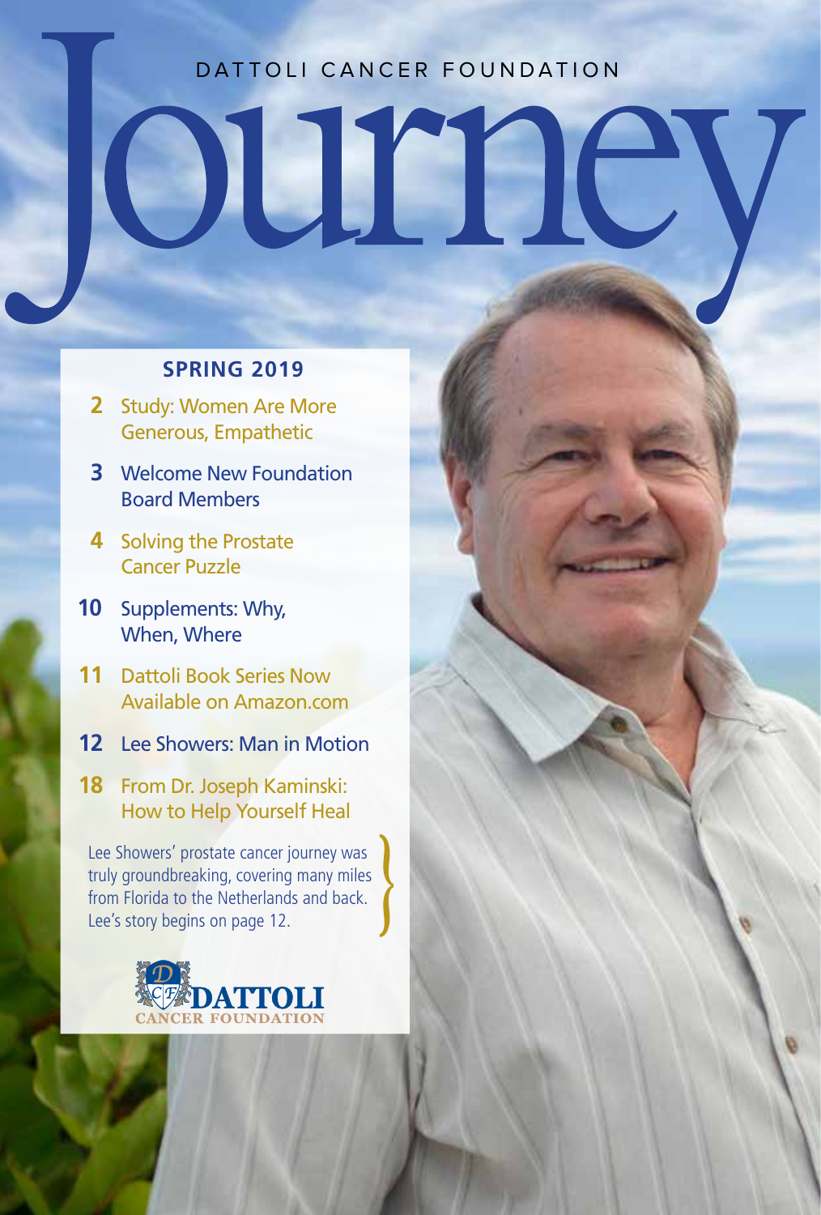DATTOLI CANCER FOUNDATION

# Journey

## SPRING 2019

- **2** Study: Women Are More Generous, Empathetic
- **3** Welcome New Foundation Board Members
- **4** Solving the Prostate Cancer Puzzle
- **10** Supplements: Why, When, Where
- **11** Dattoli Book Series Now Available on Amazon.com
- **12** Lee Showers: Man in Motion
- **18** From Dr. Joseph Kaminski: How to Help Yourself Heal

Lee Showers' prostate cancer journey was truly groundbreaking, covering many miles from Florida to the Netherlands and back. Lee's story begins on page 12.

DATTOLI CANCER FOUNDATION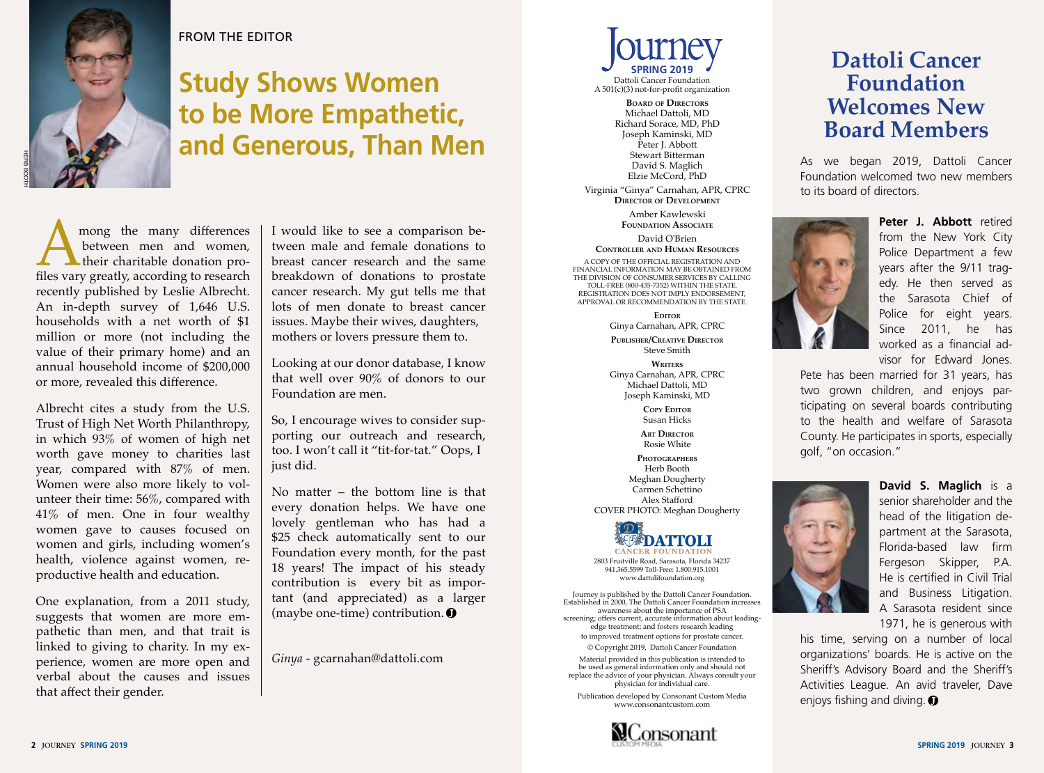FROM THE EDITOR

# Study Shows Women to be More Empathetic, and Generous, Than Men

HERB BOOTH

Among the many differences between men and women, their charitable donation profiles vary greatly, according to research recently published by Leslie Albrecht. An in-depth survey of 1,646 U.S. households with a net worth of $1 million or more (not including the value of their primary home) and an annual household income of $200,000 or more, revealed this difference.

Albrecht cites a study from the U.S. Trust of High Net Worth Philanthropy, in which 93% of women of high net worth gave money to charities last year, compared with 87% of men. Women were also more likely to volunteer their time: 56%, compared with 41% of men. One in four wealthy women gave to causes focused on women and girls, including women's health, violence against women, reproductive health and education.

One explanation, from a 2011 study, suggests that women are more empathetic than men, and that trait is linked to giving to charity. In my experience, women are more open and verbal about the causes and issues that affect their gender.

I would like to see a comparison between male and female donations to breast cancer research and the same breakdown of donations to prostate cancer research. My gut tells me that lots of men donate to breast cancer issues. Maybe their wives, daughters, mothers or lovers pressure them to.

Looking at our donor database, I know that well over 90% of donors to our Foundation are men.

So, I encourage wives to consider supporting our outreach and research, too. I won't call it "tit-for-tat." Oops, I just did.

No matter – the bottom line is that every donation helps. We have one lovely gentleman who has had a $25 check automatically sent to our Foundation every month, for the past 18 years! The impact of his steady contribution is every bit as important (and appreciated) as a larger (maybe one-time) contribution.

*Ginya* - gcarnahan@dattoli.com

---

**Journey**
**SPRING 2019**
Dattoli Cancer Foundation
A 501(c)(3) not-for-profit organization

**Board of Directors**
Michael Dattoli, MD
Richard Sorace, MD, PhD
Joseph Kaminski, MD
Peter J. Abbott
Stewart Bitterman
David S. Maglich
Elzie McCord, PhD

Virginia "Ginya" Carnahan, APR, CPRC
**Director of Development**

Amber Kawlewski
**Foundation Associate**

David O'Brien
**Controller and Human Resources**

A COPY OF THE OFFICIAL REGISTRATION AND FINANCIAL INFORMATION MAY BE OBTAINED FROM THE DIVISION OF CONSUMER SERVICES BY CALLING TOLL-FREE (800-435-7352) WITHIN THE STATE. REGISTRATION DOES NOT IMPLY ENDORSEMENT, APPROVAL OR RECOMMENDATION BY THE STATE.

**Editor**
Ginya Carnahan, APR, CPRC

**Publisher/Creative Director**
Steve Smith

**Writers**
Ginya Carnahan, APR, CPRC
Michael Dattoli, MD
Joseph Kaminski, MD

**Copy Editor**
Susan Hicks

**Art Director**
Rosie White

**Photographers**
Herb Booth
Meghan Dougherty
Carmen Schettino
Alex Stafford
COVER PHOTO: Meghan Dougherty

DATTOLI CANCER FOUNDATION
2803 Fruitville Road, Sarasota, Florida 34237
941.365.5599 Toll-Free: 1.800.915.1001
www.dattolifoundation.org

Journey is published by the Dattoli Cancer Foundation. Established in 2000, The Dattoli Cancer Foundation increases awareness about the importance of PSA screening; offers current, accurate information about leading-edge treatment; and fosters research leading to improved treatment options for prostate cancer.

© Copyright 2019, Dattoli Cancer Foundation

Material provided in this publication is intended to be used as general information only and should not replace the advice of your physician. Always consult your physician for individual care.

Publication developed by Consonant Custom Media
www.consonantcustom.com

Consonant CUSTOM MEDIA

---

# Dattoli Cancer Foundation Welcomes New Board Members

As we began 2019, Dattoli Cancer Foundation welcomed two new members to its board of directors.

**Peter J. Abbott** retired from the New York City Police Department a few years after the 9/11 tragedy. He then served as the Sarasota Chief of Police for eight years. Since 2011, he has worked as a financial advisor for Edward Jones. Pete has been married for 31 years, has two grown children, and enjoys participating on several boards contributing to the health and welfare of Sarasota County. He participates in sports, especially golf, "on occasion."

**David S. Maglich** is a senior shareholder and the head of the litigation department at the Sarasota, Florida-based law firm Fergeson Skipper, P.A. He is certified in Civil Trial and Business Litigation. A Sarasota resident since 1971, he is generous with his time, serving on a number of local organizations' boards. He is active on the Sheriff's Advisory Board and the Sheriff's Activities League. An avid traveler, Dave enjoys fishing and diving.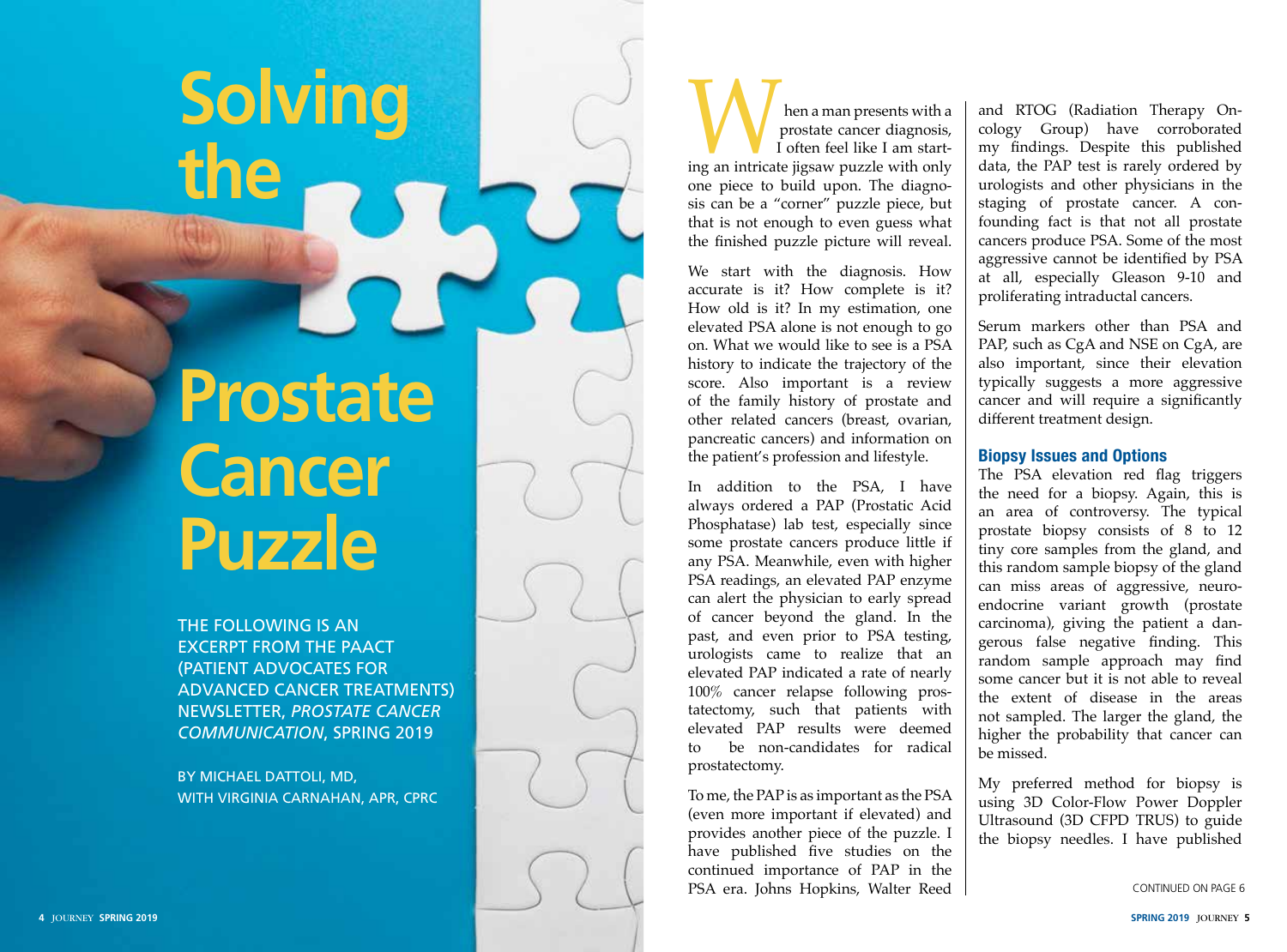# Solving the Prostate Cancer Puzzle

THE FOLLOWING IS AN EXCERPT FROM THE PAACT (PATIENT ADVOCATES FOR ADVANCED CANCER TREATMENTS) NEWSLETTER, *PROSTATE CANCER COMMUNICATION*, SPRING 2019

BY MICHAEL DATTOLI, MD, WITH VIRGINIA CARNAHAN, APR, CPRC

When a man presents with a prostate cancer diagnosis, I often feel like I am starting an intricate jigsaw puzzle with only one piece to build upon. The diagnosis can be a "corner" puzzle piece, but that is not enough to even guess what the finished puzzle picture will reveal.

We start with the diagnosis. How accurate is it? How complete is it? How old is it? In my estimation, one elevated PSA alone is not enough to go on. What we would like to see is a PSA history to indicate the trajectory of the score. Also important is a review of the family history of prostate and other related cancers (breast, ovarian, pancreatic cancers) and information on the patient's profession and lifestyle.

In addition to the PSA, I have always ordered a PAP (Prostatic Acid Phosphatase) lab test, especially since some prostate cancers produce little if any PSA. Meanwhile, even with higher PSA readings, an elevated PAP enzyme can alert the physician to early spread of cancer beyond the gland. In the past, and even prior to PSA testing, urologists came to realize that an elevated PAP indicated a rate of nearly 100% cancer relapse following prostatectomy, such that patients with elevated PAP results were deemed to be non-candidates for radical prostatectomy.

To me, the PAP is as important as the PSA (even more important if elevated) and provides another piece of the puzzle. I have published five studies on the continued importance of PAP in the PSA era. Johns Hopkins, Walter Reed and RTOG (Radiation Therapy Oncology Group) have corroborated my findings. Despite this published data, the PAP test is rarely ordered by urologists and other physicians in the staging of prostate cancer. A confounding fact is that not all prostate cancers produce PSA. Some of the most aggressive cannot be identified by PSA at all, especially Gleason 9-10 and proliferating intraductal cancers.

Serum markers other than PSA and PAP, such as CgA and NSE on CgA, are also important, since their elevation typically suggests a more aggressive cancer and will require a significantly different treatment design.

## Biopsy Issues and Options

The PSA elevation red flag triggers the need for a biopsy. Again, this is an area of controversy. The typical prostate biopsy consists of 8 to 12 tiny core samples from the gland, and this random sample biopsy of the gland can miss areas of aggressive, neuroendocrine variant growth (prostate carcinoma), giving the patient a dangerous false negative finding. This random sample approach may find some cancer but it is not able to reveal the extent of disease in the areas not sampled. The larger the gland, the higher the probability that cancer can be missed.

My preferred method for biopsy is using 3D Color-Flow Power Doppler Ultrasound (3D CFPD TRUS) to guide the biopsy needles. I have published

CONTINUED ON PAGE 6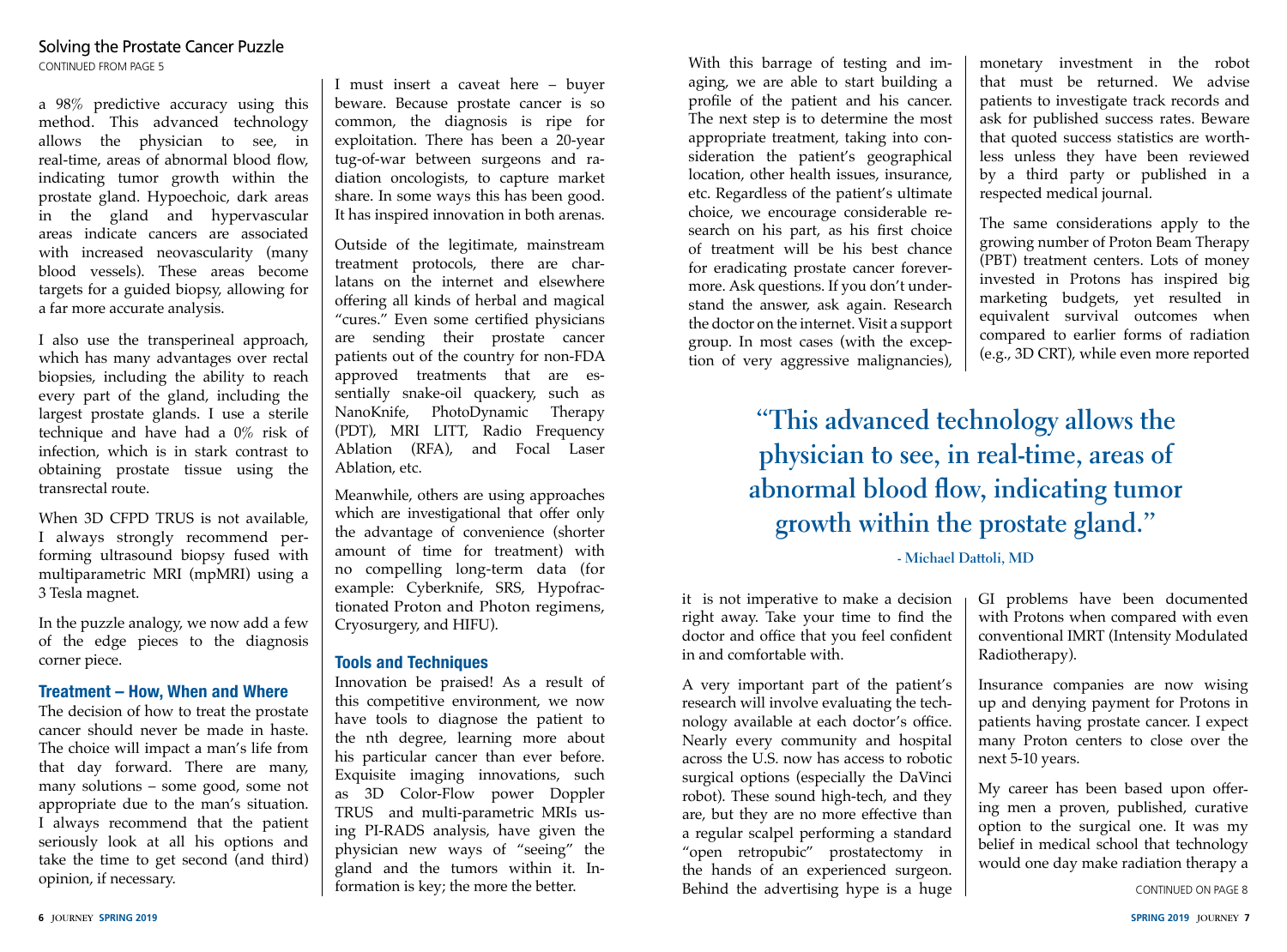## Solving the Prostate Cancer Puzzle

CONTINUED FROM PAGE 5

a 98% predictive accuracy using this method. This advanced technology allows the physician to see, in real-time, areas of abnormal blood flow, indicating tumor growth within the prostate gland. Hypoechoic, dark areas in the gland and hypervascular areas indicate cancers are associated with increased neovascularity (many blood vessels). These areas become targets for a guided biopsy, allowing for a far more accurate analysis.

I also use the transperineal approach, which has many advantages over rectal biopsies, including the ability to reach every part of the gland, including the largest prostate glands. I use a sterile technique and have had a 0% risk of infection, which is in stark contrast to obtaining prostate tissue using the transrectal route.

When 3D CFPD TRUS is not available, I always strongly recommend performing ultrasound biopsy fused with multiparametric MRI (mpMRI) using a 3 Tesla magnet.

In the puzzle analogy, we now add a few of the edge pieces to the diagnosis corner piece.

### Treatment – How, When and Where

The decision of how to treat the prostate cancer should never be made in haste. The choice will impact a man's life from that day forward. There are many, many solutions – some good, some not appropriate due to the man's situation. I always recommend that the patient seriously look at all his options and take the time to get second (and third) opinion, if necessary.

I must insert a caveat here – buyer beware. Because prostate cancer is so common, the diagnosis is ripe for exploitation. There has been a 20-year tug-of-war between surgeons and radiation oncologists, to capture market share. In some ways this has been good. It has inspired innovation in both arenas.

Outside of the legitimate, mainstream treatment protocols, there are charlatans on the internet and elsewhere offering all kinds of herbal and magical "cures." Even some certified physicians are sending their prostate cancer patients out of the country for non-FDA approved treatments that are essentially snake-oil quackery, such as NanoKnife, PhotoDynamic Therapy (PDT), MRI LITT, Radio Frequency Ablation (RFA), and Focal Laser Ablation, etc.

Meanwhile, others are using approaches which are investigational that offer only the advantage of convenience (shorter amount of time for treatment) with no compelling long-term data (for example: Cyberknife, SRS, Hypofractionated Proton and Photon regimens, Cryosurgery, and HIFU).

### Tools and Techniques

Innovation be praised! As a result of this competitive environment, we now have tools to diagnose the patient to the nth degree, learning more about his particular cancer than ever before. Exquisite imaging innovations, such as 3D Color-Flow power Doppler TRUS and multi-parametric MRIs using PI-RADS analysis, have given the physician new ways of "seeing" the gland and the tumors within it. Information is key; the more the better.

With this barrage of testing and imaging, we are able to start building a profile of the patient and his cancer. The next step is to determine the most appropriate treatment, taking into consideration the patient's geographical location, other health issues, insurance, etc. Regardless of the patient's ultimate choice, we encourage considerable research on his part, as his first choice of treatment will be his best chance for eradicating prostate cancer forevermore. Ask questions. If you don't understand the answer, ask again. Research the doctor on the internet. Visit a support group. In most cases (with the exception of very aggressive malignancies), it is not imperative to make a decision right away. Take your time to find the doctor and office that you feel confident in and comfortable with.

> **"This advanced technology allows the physician to see, in real-time, areas of abnormal blood flow, indicating tumor growth within the prostate gland."**
>
> - Michael Dattoli, MD

A very important part of the patient's research will involve evaluating the technology available at each doctor's office. Nearly every community and hospital across the U.S. now has access to robotic surgical options (especially the DaVinci robot). These sound high-tech, and they are, but they are no more effective than a regular scalpel performing a standard "open retropubic" prostatectomy in the hands of an experienced surgeon. Behind the advertising hype is a huge monetary investment in the robot that must be returned. We advise patients to investigate track records and ask for published success rates. Beware that quoted success statistics are worthless unless they have been reviewed by a third party or published in a respected medical journal.

The same considerations apply to the growing number of Proton Beam Therapy (PBT) treatment centers. Lots of money invested in Protons has inspired big marketing budgets, yet resulted in equivalent survival outcomes when compared to earlier forms of radiation (e.g., 3D CRT), while even more reported GI problems have been documented with Protons when compared with even conventional IMRT (Intensity Modulated Radiotherapy).

Insurance companies are now wising up and denying payment for Protons in patients having prostate cancer. I expect many Proton centers to close over the next 5-10 years.

My career has been based upon offering men a proven, published, curative option to the surgical one. It was my belief in medical school that technology would one day make radiation therapy a

CONTINUED ON PAGE 8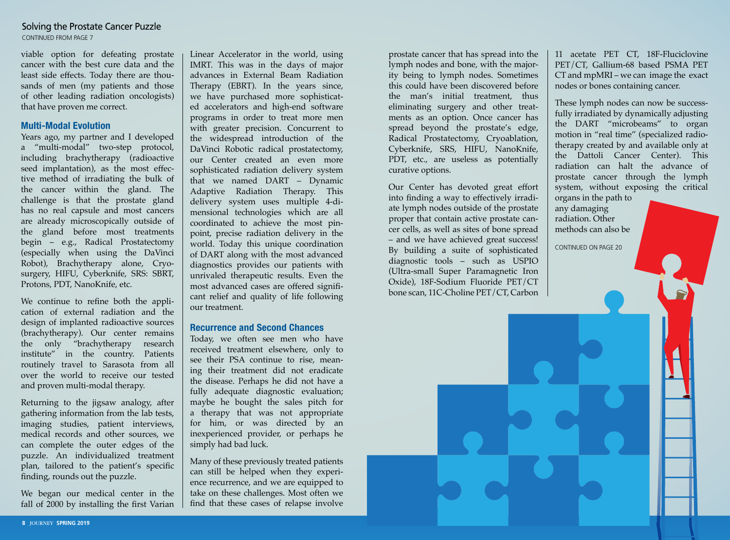## Solving the Prostate Cancer Puzzle

CONTINUED FROM PAGE 7

viable option for defeating prostate cancer with the best cure data and the least side effects. Today there are thousands of men (my patients and those of other leading radiation oncologists) that have proven me correct.

### Multi-Modal Evolution

Years ago, my partner and I developed a "multi-modal" two-step protocol, including brachytherapy (radioactive seed implantation), as the most effective method of irradiating the bulk of the cancer within the gland. The challenge is that the prostate gland has no real capsule and most cancers are already microscopically outside of the gland before most treatments begin – e.g., Radical Prostatectomy (especially when using the DaVinci Robot), Brachytherapy alone, Cryosurgery, HIFU, Cyberknife, SRS: SBRT, Protons, PDT, NanoKnife, etc.

We continue to refine both the application of external radiation and the design of implanted radioactive sources (brachytherapy). Our center remains the only "brachytherapy research institute" in the country. Patients routinely travel to Sarasota from all over the world to receive our tested and proven multi-modal therapy.

Returning to the jigsaw analogy, after gathering information from the lab tests, imaging studies, patient interviews, medical records and other sources, we can complete the outer edges of the puzzle. An individualized treatment plan, tailored to the patient's specific finding, rounds out the puzzle.

We began our medical center in the fall of 2000 by installing the first Varian Linear Accelerator in the world, using IMRT. This was in the days of major advances in External Beam Radiation Therapy (EBRT). In the years since, we have purchased more sophisticated accelerators and high-end software programs in order to treat more men with greater precision. Concurrent to the widespread introduction of the DaVinci Robotic radical prostatectomy, our Center created an even more sophisticated radiation delivery system that we named DART – Dynamic Adaptive Radiation Therapy. This delivery system uses multiple 4-dimensional technologies which are all coordinated to achieve the most pinpoint, precise radiation delivery in the world. Today this unique coordination of DART along with the most advanced diagnostics provides our patients with unrivaled therapeutic results. Even the most advanced cases are offered significant relief and quality of life following our treatment.

### Recurrence and Second Chances

Today, we often see men who have received treatment elsewhere, only to see their PSA continue to rise, meaning their treatment did not eradicate the disease. Perhaps he did not have a fully adequate diagnostic evaluation; maybe he bought the sales pitch for a therapy that was not appropriate for him, or was directed by an inexperienced provider, or perhaps he simply had bad luck.

Many of these previously treated patients can still be helped when they experience recurrence, and we are equipped to take on these challenges. Most often we find that these cases of relapse involve prostate cancer that has spread into the lymph nodes and bone, with the majority being to lymph nodes. Sometimes this could have been discovered before the man's initial treatment, thus eliminating surgery and other treatments as an option. Once cancer has spread beyond the prostate's edge, Radical Prostatectomy, Cryoablation, Cyberknife, SRS, HIFU, NanoKnife, PDT, etc., are useless as potentially curative options.

Our Center has devoted great effort into finding a way to effectively irradiate lymph nodes outside of the prostate proper that contain active prostate cancer cells, as well as sites of bone spread – and we have achieved great success! By building a suite of sophisticated diagnostic tools – such as USPIO (Ultra-small Super Paramagnetic Iron Oxide), 18F-Sodium Fluoride PET/CT bone scan, 11C-Choline PET/CT, Carbon 11 acetate PET CT, 18F-Fluciclovine PET/CT, Gallium-68 based PSMA PET CT and mpMRI – we can image the exact nodes or bones containing cancer.

These lymph nodes can now be successfully irradiated by dynamically adjusting the DART "microbeams" to organ motion in "real time" (specialized radiotherapy created by and available only at the Dattoli Cancer Center). This radiation can halt the advance of prostate cancer through the lymph system, without exposing the critical organs in the path to any damaging radiation. Other methods can also be

CONTINUED ON PAGE 20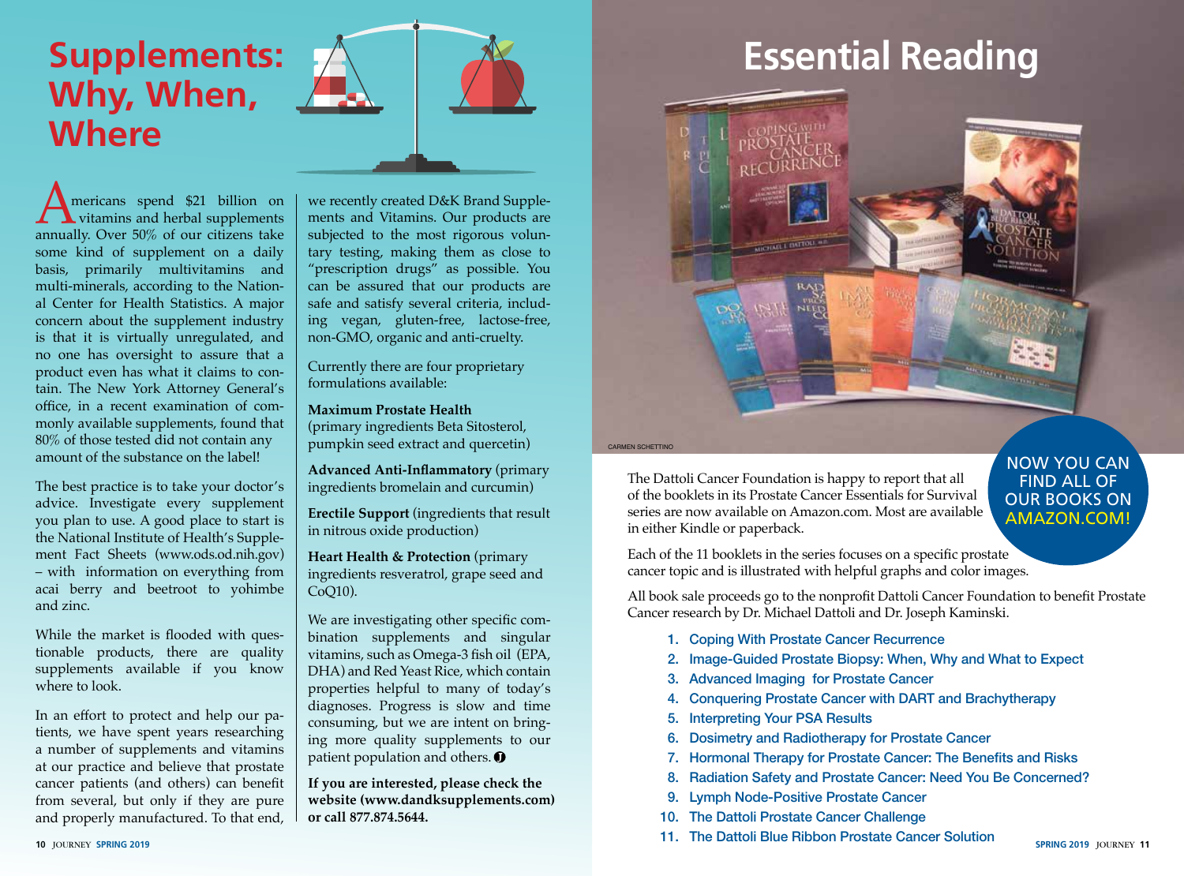# Supplements: Why, When, Where

Americans spend $21 billion on vitamins and herbal supplements annually. Over 50% of our citizens take some kind of supplement on a daily basis, primarily multivitamins and multi-minerals, according to the National Center for Health Statistics. A major concern about the supplement industry is that it is virtually unregulated, and no one has oversight to assure that a product even has what it claims to contain. The New York Attorney General's office, in a recent examination of commonly available supplements, found that 80% of those tested did not contain any amount of the substance on the label!

The best practice is to take your doctor's advice. Investigate every supplement you plan to use. A good place to start is the National Institute of Health's Supplement Fact Sheets (www.ods.od.nih.gov) – with information on everything from acai berry and beetroot to yohimbe and zinc.

While the market is flooded with questionable products, there are quality supplements available if you know where to look.

In an effort to protect and help our patients, we have spent years researching a number of supplements and vitamins at our practice and believe that prostate cancer patients (and others) can benefit from several, but only if they are pure and properly manufactured. To that end, we recently created D&K Brand Supplements and Vitamins. Our products are subjected to the most rigorous voluntary testing, making them as close to "prescription drugs" as possible. You can be assured that our products are safe and satisfy several criteria, including vegan, gluten-free, lactose-free, non-GMO, organic and anti-cruelty.

Currently there are four proprietary formulations available:

**Maximum Prostate Health** (primary ingredients Beta Sitosterol, pumpkin seed extract and quercetin)

**Advanced Anti-Inflammatory** (primary ingredients bromelain and curcumin)

**Erectile Support** (ingredients that result in nitrous oxide production)

**Heart Health & Protection** (primary ingredients resveratrol, grape seed and CoQ10).

We are investigating other specific combination supplements and singular vitamins, such as Omega-3 fish oil (EPA, DHA) and Red Yeast Rice, which contain properties helpful to many of today's diagnoses. Progress is slow and time consuming, but we are intent on bringing more quality supplements to our patient population and others.

**If you are interested, please check the website (www.dandksupplements.com) or call 877.874.5644.**

# Essential Reading

CARMEN SCHETTINO

NOW YOU CAN FIND ALL OF OUR BOOKS ON AMAZON.COM!

The Dattoli Cancer Foundation is happy to report that all of the booklets in its Prostate Cancer Essentials for Survival series are now available on Amazon.com. Most are available in either Kindle or paperback.

Each of the 11 booklets in the series focuses on a specific prostate cancer topic and is illustrated with helpful graphs and color images.

All book sale proceeds go to the nonprofit Dattoli Cancer Foundation to benefit Prostate Cancer research by Dr. Michael Dattoli and Dr. Joseph Kaminski.

1. Coping With Prostate Cancer Recurrence
2. Image-Guided Prostate Biopsy: When, Why and What to Expect
3. Advanced Imaging for Prostate Cancer
4. Conquering Prostate Cancer with DART and Brachytherapy
5. Interpreting Your PSA Results
6. Dosimetry and Radiotherapy for Prostate Cancer
7. Hormonal Therapy for Prostate Cancer: The Benefits and Risks
8. Radiation Safety and Prostate Cancer: Need You Be Concerned?
9. Lymph Node-Positive Prostate Cancer
10. The Dattoli Prostate Cancer Challenge
11. The Dattoli Blue Ribbon Prostate Cancer Solution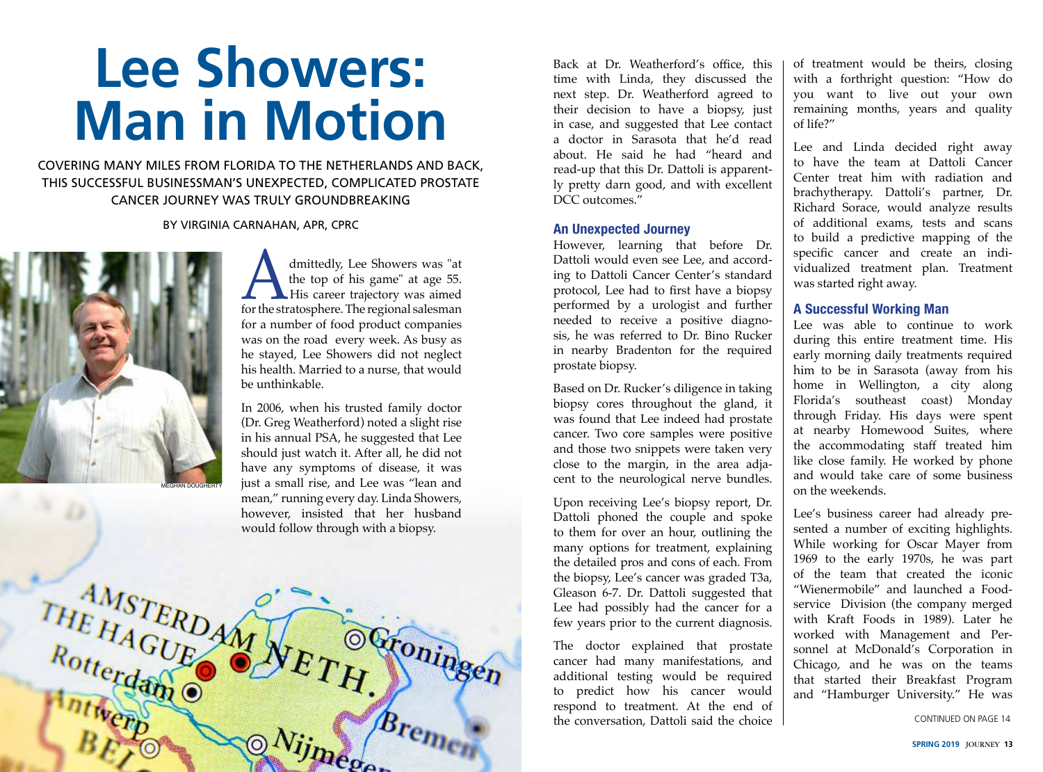# Lee Showers: Man in Motion

COVERING MANY MILES FROM FLORIDA TO THE NETHERLANDS AND BACK, THIS SUCCESSFUL BUSINESSMAN'S UNEXPECTED, COMPLICATED PROSTATE CANCER JOURNEY WAS TRULY GROUNDBREAKING

BY VIRGINIA CARNAHAN, APR, CPRC

MEGHAN DOUGHERTY

Admittedly, Lee Showers was "at the top of his game" at age 55. His career trajectory was aimed for the stratosphere. The regional salesman for a number of food product companies was on the road every week. As busy as he stayed, Lee Showers did not neglect his health. Married to a nurse, that would be unthinkable.

In 2006, when his trusted family doctor (Dr. Greg Weatherford) noted a slight rise in his annual PSA, he suggested that Lee should just watch it. After all, he did not have any symptoms of disease, it was just a small rise, and Lee was "lean and mean," running every day. Linda Showers, however, insisted that her husband would follow through with a biopsy.

Back at Dr. Weatherford's office, this time with Linda, they discussed the next step. Dr. Weatherford agreed to their decision to have a biopsy, just in case, and suggested that Lee contact a doctor in Sarasota that he'd read about. He said he had "heard and read-up that this Dr. Dattoli is apparently pretty darn good, and with excellent DCC outcomes."

### An Unexpected Journey

However, learning that before Dr. Dattoli would even see Lee, and according to Dattoli Cancer Center's standard protocol, Lee had to first have a biopsy performed by a urologist and further needed to receive a positive diagnosis, he was referred to Dr. Bino Rucker in nearby Bradenton for the required prostate biopsy.

Based on Dr. Rucker's diligence in taking biopsy cores throughout the gland, it was found that Lee indeed had prostate cancer. Two core samples were positive and those two snippets were taken very close to the margin, in the area adjacent to the neurological nerve bundles.

Upon receiving Lee's biopsy report, Dr. Dattoli phoned the couple and spoke to them for over an hour, outlining the many options for treatment, explaining the detailed pros and cons of each. From the biopsy, Lee's cancer was graded T3a, Gleason 6-7. Dr. Dattoli suggested that Lee had possibly had the cancer for a few years prior to the current diagnosis.

The doctor explained that prostate cancer had many manifestations, and additional testing would be required to predict how his cancer would respond to treatment. At the end of the conversation, Dattoli said the choice of treatment would be theirs, closing with a forthright question: "How do you want to live out your own remaining months, years and quality of life?"

Lee and Linda decided right away to have the team at Dattoli Cancer Center treat him with radiation and brachytherapy. Dattoli's partner, Dr. Richard Sorace, would analyze results of additional exams, tests and scans to build a predictive mapping of the specific cancer and create an individualized treatment plan. Treatment was started right away.

### A Successful Working Man

Lee was able to continue to work during this entire treatment time. His early morning daily treatments required him to be in Sarasota (away from his home in Wellington, a city along Florida's southeast coast) Monday through Friday. His days were spent at nearby Homewood Suites, where the accommodating staff treated him like close family. He worked by phone and would take care of some business on the weekends.

Lee's business career had already presented a number of exciting highlights. While working for Oscar Mayer from 1969 to the early 1970s, he was part of the team that created the iconic "Wienermobile" and launched a Foodservice Division (the company merged with Kraft Foods in 1989). Later he worked with Management and Personnel at McDonald's Corporation in Chicago, and he was on the teams that started their Breakfast Program and "Hamburger University." He was

CONTINUED ON PAGE 14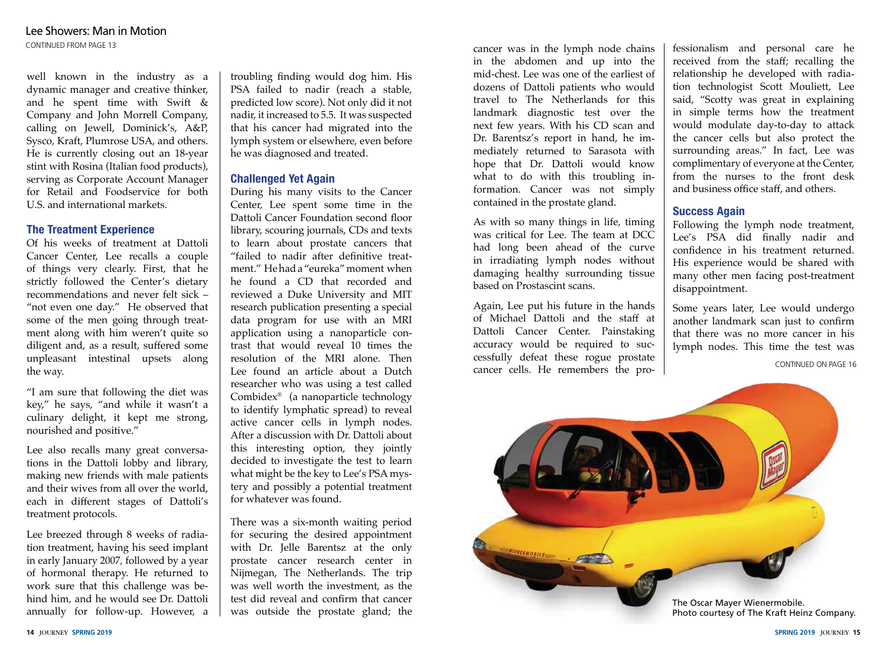## Lee Showers: Man in Motion

CONTINUED FROM PAGE 13

well known in the industry as a dynamic manager and creative thinker, and he spent time with Swift & Company and John Morrell Company, calling on Jewell, Dominick's, A&P, Sysco, Kraft, Plumrose USA, and others. He is currently closing out an 18-year stint with Rosina (Italian food products), serving as Corporate Account Manager for Retail and Foodservice for both U.S. and international markets.

### The Treatment Experience

Of his weeks of treatment at Dattoli Cancer Center, Lee recalls a couple of things very clearly. First, that he strictly followed the Center's dietary recommendations and never felt sick – "not even one day." He observed that some of the men going through treatment along with him weren't quite so diligent and, as a result, suffered some unpleasant intestinal upsets along the way.

"I am sure that following the diet was key," he says, "and while it wasn't a culinary delight, it kept me strong, nourished and positive."

Lee also recalls many great conversations in the Dattoli lobby and library, making new friends with male patients and their wives from all over the world, each in different stages of Dattoli's treatment protocols.

Lee breezed through 8 weeks of radiation treatment, having his seed implant in early January 2007, followed by a year of hormonal therapy. He returned to work sure that this challenge was behind him, and he would see Dr. Dattoli annually for follow-up. However, a troubling finding would dog him. His PSA failed to nadir (reach a stable, predicted low score). Not only did it not nadir, it increased to 5.5. It was suspected that his cancer had migrated into the lymph system or elsewhere, even before he was diagnosed and treated.

### Challenged Yet Again

During his many visits to the Cancer Center, Lee spent some time in the Dattoli Cancer Foundation second floor library, scouring journals, CDs and texts to learn about prostate cancers that "failed to nadir after definitive treatment." He had a "eureka" moment when he found a CD that recorded and reviewed a Duke University and MIT research publication presenting a special data program for use with an MRI application using a nanoparticle contrast that would reveal 10 times the resolution of the MRI alone. Then Lee found an article about a Dutch researcher who was using a test called Combidex® (a nanoparticle technology to identify lymphatic spread) to reveal active cancer cells in lymph nodes. After a discussion with Dr. Dattoli about this interesting option, they jointly decided to investigate the test to learn what might be the key to Lee's PSA mystery and possibly a potential treatment for whatever was found.

There was a six-month waiting period for securing the desired appointment with Dr. Jelle Barentsz at the only prostate cancer research center in Nijmegan, The Netherlands. The trip was well worth the investment, as the test did reveal and confirm that cancer was outside the prostate gland; the cancer was in the lymph node chains in the abdomen and up into the mid-chest. Lee was one of the earliest of dozens of Dattoli patients who would travel to The Netherlands for this landmark diagnostic test over the next few years. With his CD scan and Dr. Barentsz's report in hand, he immediately returned to Sarasota with hope that Dr. Dattoli would know what to do with this troubling information. Cancer was not simply contained in the prostate gland.

As with so many things in life, timing was critical for Lee. The team at DCC had long been ahead of the curve in irradiating lymph nodes without damaging healthy surrounding tissue based on Prostascint scans.

Again, Lee put his future in the hands of Michael Dattoli and the staff at Dattoli Cancer Center. Painstaking accuracy would be required to successfully defeat these rogue prostate cancer cells. He remembers the professionalism and personal care he received from the staff; recalling the relationship he developed with radiation technologist Scott Mouliett, Lee said, "Scotty was great in explaining in simple terms how the treatment would modulate day-to-day to attack the cancer cells but also protect the surrounding areas." In fact, Lee was complimentary of everyone at the Center, from the nurses to the front desk and business office staff, and others.

### Success Again

Following the lymph node treatment, Lee's PSA did finally nadir and confidence in his treatment returned. His experience would be shared with many other men facing post-treatment disappointment.

Some years later, Lee would undergo another landmark scan just to confirm that there was no more cancer in his lymph nodes. This time the test was

CONTINUED ON PAGE 16

The Oscar Mayer Wienermobile.
Photo courtesy of The Kraft Heinz Company.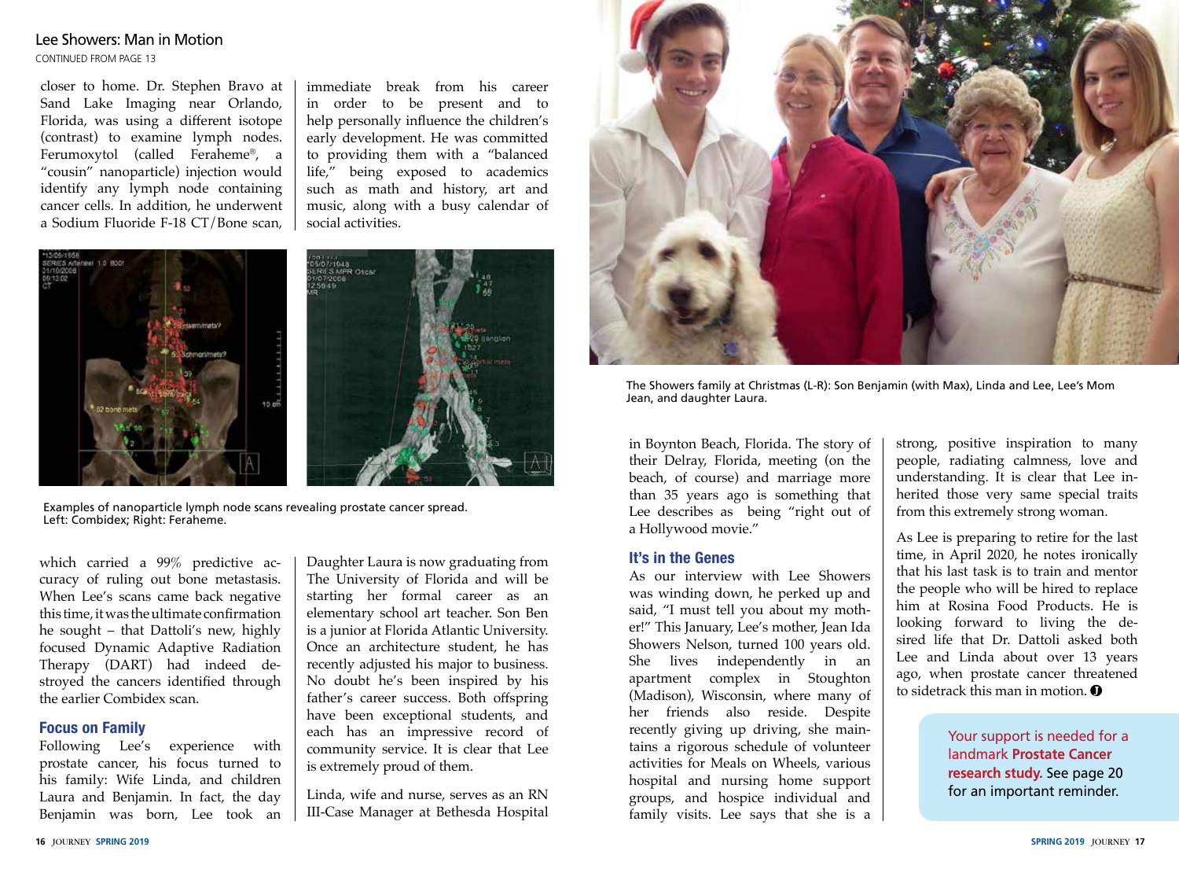## Lee Showers: Man in Motion

CONTINUED FROM PAGE 13

closer to home. Dr. Stephen Bravo at Sand Lake Imaging near Orlando, Florida, was using a different isotope (contrast) to examine lymph nodes. Ferumoxytol (called Feraheme®, a "cousin" nanoparticle) injection would identify any lymph node containing cancer cells. In addition, he underwent a Sodium Fluoride F-18 CT/Bone scan, which carried a 99% predictive accuracy of ruling out bone metastasis. When Lee's scans came back negative this time, it was the ultimate confirmation he sought – that Dattoli's new, highly focused Dynamic Adaptive Radiation Therapy (DART) had indeed destroyed the cancers identified through the earlier Combidex scan.

Examples of nanoparticle lymph node scans revealing prostate cancer spread. Left: Combidex; Right: Feraheme.

### Focus on Family

Following Lee's experience with prostate cancer, his focus turned to his family: Wife Linda, and children Laura and Benjamin. In fact, the day Benjamin was born, Lee took an immediate break from his career in order to be present and to help personally influence the children's early development. He was committed to providing them with a "balanced life," being exposed to academics such as math and history, art and music, along with a busy calendar of social activities.

Daughter Laura is now graduating from The University of Florida and will be starting her formal career as an elementary school art teacher. Son Ben is a junior at Florida Atlantic University. Once an architecture student, he has recently adjusted his major to business. No doubt he's been inspired by his father's career success. Both offspring have been exceptional students, and each has an impressive record of community service. It is clear that Lee is extremely proud of them.

Linda, wife and nurse, serves as an RN III-Case Manager at Bethesda Hospital in Boynton Beach, Florida. The story of their Delray, Florida, meeting (on the beach, of course) and marriage more than 35 years ago is something that Lee describes as being "right out of a Hollywood movie."

The Showers family at Christmas (L-R): Son Benjamin (with Max), Linda and Lee, Lee's Mom Jean, and daughter Laura.

### It's in the Genes

As our interview with Lee Showers was winding down, he perked up and said, "I must tell you about my mother!" This January, Lee's mother, Jean Ida Showers Nelson, turned 100 years old. She lives independently in an apartment complex in Stoughton (Madison), Wisconsin, where many of her friends also reside. Despite recently giving up driving, she maintains a rigorous schedule of volunteer activities for Meals on Wheels, various hospital and nursing home support groups, and hospice individual and family visits. Lee says that she is a strong, positive inspiration to many people, radiating calmness, love and understanding. It is clear that Lee inherited those very same special traits from this extremely strong woman.

As Lee is preparing to retire for the last time, in April 2020, he notes ironically that his last task is to train and mentor the people who will be hired to replace him at Rosina Food Products. He is looking forward to living the desired life that Dr. Dattoli asked both Lee and Linda about over 13 years ago, when prostate cancer threatened to sidetrack this man in motion.

Your support is needed for a landmark **Prostate Cancer research study.** See page 20 for an important reminder.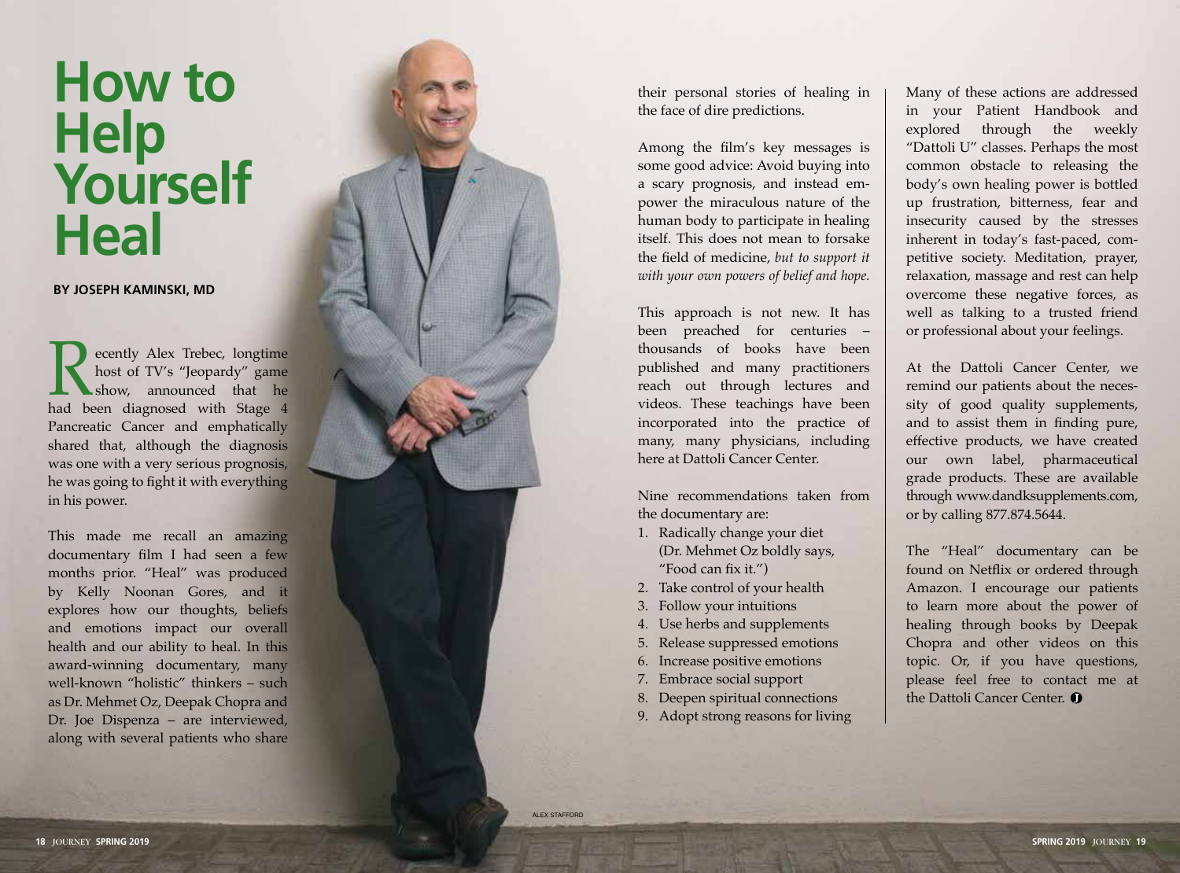# How to Help Yourself Heal

**BY JOSEPH KAMINSKI, MD**

Recently Alex Trebec, longtime host of TV's "Jeopardy" game show, announced that he had been diagnosed with Stage 4 Pancreatic Cancer and emphatically shared that, although the diagnosis was one with a very serious prognosis, he was going to fight it with everything in his power.

This made me recall an amazing documentary film I had seen a few months prior. "Heal" was produced by Kelly Noonan Gores, and it explores how our thoughts, beliefs and emotions impact our overall health and our ability to heal. In this award-winning documentary, many well-known "holistic" thinkers – such as Dr. Mehmet Oz, Deepak Chopra and Dr. Joe Dispenza – are interviewed, along with several patients who share their personal stories of healing in the face of dire predictions.

Among the film's key messages is some good advice: Avoid buying into a scary prognosis, and instead empower the miraculous nature of the human body to participate in healing itself. This does not mean to forsake the field of medicine, *but to support it with your own powers of belief and hope.*

This approach is not new. It has been preached for centuries – thousands of books have been published and many practitioners reach out through lectures and videos. These teachings have been incorporated into the practice of many, many physicians, including here at Dattoli Cancer Center.

Nine recommendations taken from the documentary are:

1. Radically change your diet (Dr. Mehmet Oz boldly says, "Food can fix it.")
2. Take control of your health
3. Follow your intuitions
4. Use herbs and supplements
5. Release suppressed emotions
6. Increase positive emotions
7. Embrace social support
8. Deepen spiritual connections
9. Adopt strong reasons for living

Many of these actions are addressed in your Patient Handbook and explored through the weekly "Dattoli U" classes. Perhaps the most common obstacle to releasing the body's own healing power is bottled up frustration, bitterness, fear and insecurity caused by the stresses inherent in today's fast-paced, competitive society. Meditation, prayer, relaxation, massage and rest can help overcome these negative forces, as well as talking to a trusted friend or professional about your feelings.

At the Dattoli Cancer Center, we remind our patients about the necessity of good quality supplements, and to assist them in finding pure, effective products, we have created our own label, pharmaceutical grade products. These are available through www.dandksupplements.com, or by calling 877.874.5644.

The "Heal" documentary can be found on Netflix or ordered through Amazon. I encourage our patients to learn more about the power of healing through books by Deepak Chopra and other videos on this topic. Or, if you have questions, please feel free to contact me at the Dattoli Cancer Center.

ALEX STAFFORD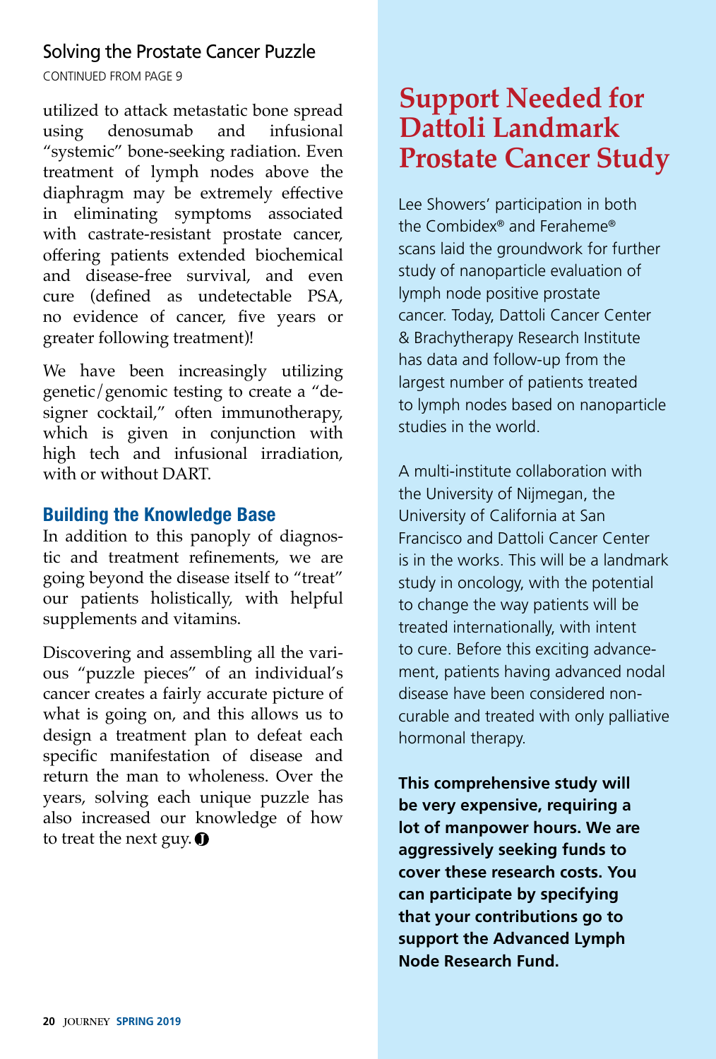## Solving the Prostate Cancer Puzzle

CONTINUED FROM PAGE 9

utilized to attack metastatic bone spread using denosumab and infusional "systemic" bone-seeking radiation. Even treatment of lymph nodes above the diaphragm may be extremely effective in eliminating symptoms associated with castrate-resistant prostate cancer, offering patients extended biochemical and disease-free survival, and even cure (defined as undetectable PSA, no evidence of cancer, five years or greater following treatment)!

We have been increasingly utilizing genetic/genomic testing to create a "designer cocktail," often immunotherapy, which is given in conjunction with high tech and infusional irradiation, with or without DART.

### Building the Knowledge Base

In addition to this panoply of diagnostic and treatment refinements, we are going beyond the disease itself to "treat" our patients holistically, with helpful supplements and vitamins.

Discovering and assembling all the various "puzzle pieces" of an individual's cancer creates a fairly accurate picture of what is going on, and this allows us to design a treatment plan to defeat each specific manifestation of disease and return the man to wholeness. Over the years, solving each unique puzzle has also increased our knowledge of how to treat the next guy.

# Support Needed for Dattoli Landmark Prostate Cancer Study

Lee Showers' participation in both the Combidex® and Feraheme® scans laid the groundwork for further study of nanoparticle evaluation of lymph node positive prostate cancer. Today, Dattoli Cancer Center & Brachytherapy Research Institute has data and follow-up from the largest number of patients treated to lymph nodes based on nanoparticle studies in the world.

A multi-institute collaboration with the University of Nijmegan, the University of California at San Francisco and Dattoli Cancer Center is in the works. This will be a landmark study in oncology, with the potential to change the way patients will be treated internationally, with intent to cure. Before this exciting advancement, patients having advanced nodal disease have been considered non-curable and treated with only palliative hormonal therapy.

**This comprehensive study will be very expensive, requiring a lot of manpower hours. We are aggressively seeking funds to cover these research costs. You can participate by specifying that your contributions go to support the Advanced Lymph Node Research Fund.**